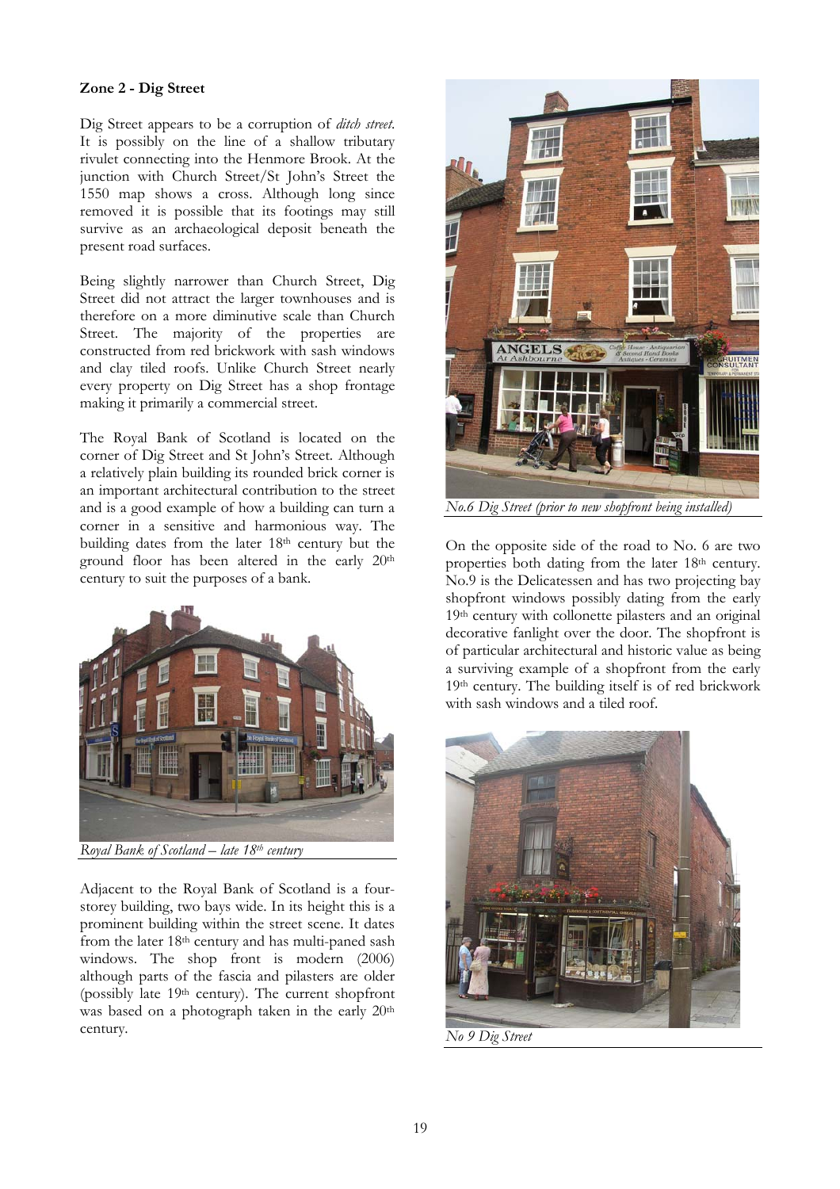**Zone 2 - Dig Street**

Dig Street appears to be a corruption of *ditch street*. It is possibly on the line of a shallow tributary rivulet connecting into the Henmore Brook. At the junction with Church Street/St John's Street the 1550 map shows a cross. Although long since removed it is possible that its footings may still survive as an archaeological deposit beneath the present road surfaces.

Being slightly narrower than Church Street, Dig Street did not attract the larger townhouses and is therefore on a more diminutive scale than Church Street. The majority of the properties are constructed from red brickwork with sash windows and clay tiled roofs. Unlike Church Street nearly every property on Dig Street has a shop frontage making it primarily a commercial street.

The Royal Bank of Scotland is located on the corner of Dig Street and St John's Street. Although a relatively plain building its rounded brick corner is an important architectural contribution to the street and is a good example of how a building can turn a corner in a sensitive and harmonious way. The building dates from the later 18th century but the ground floor has been altered in the early 20th century to suit the purposes of a bank.

*Royal Bank of Scotland – late 18th century*

Adjacent to the Royal Bank of Scotland is a four-storey building, two bays wide. In its height this is a prominent building within the street scene. It dates from the later 18th century and has multi-paned sash windows. The shop front is modern (2006) although parts of the fascia and pilasters are older (possibly late 19th century). The current shopfront was based on a photograph taken in the early 20th century.

*No.6 Dig Street (prior to new shopfront being installed)*

On the opposite side of the road to No. 6 are two properties both dating from the later 18th century. No.9 is the Delicatessen and has two projecting bay shopfront windows possibly dating from the early 19th century with collonette pilasters and an original decorative fanlight over the door. The shopfront is of particular architectural and historic value as being a surviving example of a shopfront from the early 19th century. The building itself is of red brickwork with sash windows and a tiled roof.

*No 9 Dig Street*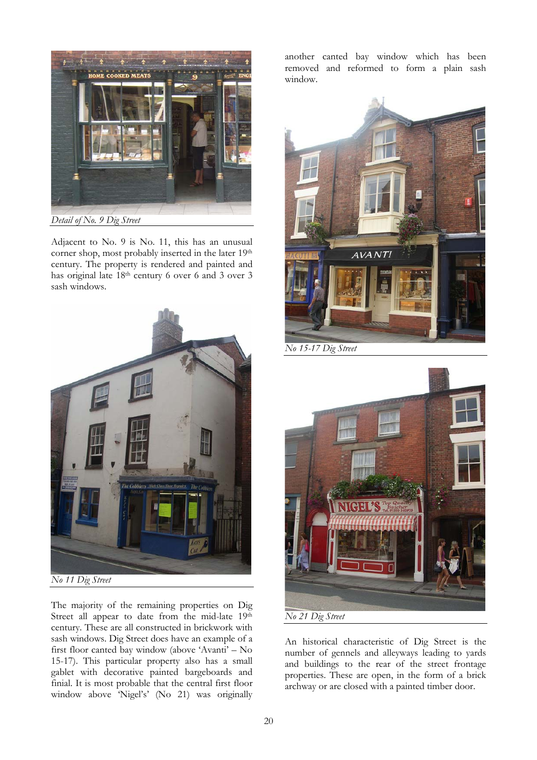*Detail of No. 9 Dig Street*

Adjacent to No. 9 is No. 11, this has an unusual corner shop, most probably inserted in the later 19th century. The property is rendered and painted and has original late 18th century 6 over 6 and 3 over 3 sash windows.

*No 11 Dig Street*

The majority of the remaining properties on Dig Street all appear to date from the mid-late 19th century. These are all constructed in brickwork with sash windows. Dig Street does have an example of a first floor canted bay window (above 'Avanti' – No 15-17). This particular property also has a small gablet with decorative painted bargeboards and finial. It is most probable that the central first floor window above 'Nigel's' (No 21) was originally another canted bay window which has been removed and reformed to form a plain sash window.

*No 15-17 Dig Street*

*No 21 Dig Street*

An historical characteristic of Dig Street is the number of gennels and alleyways leading to yards and buildings to the rear of the street frontage properties. These are open, in the form of a brick archway or are closed with a painted timber door.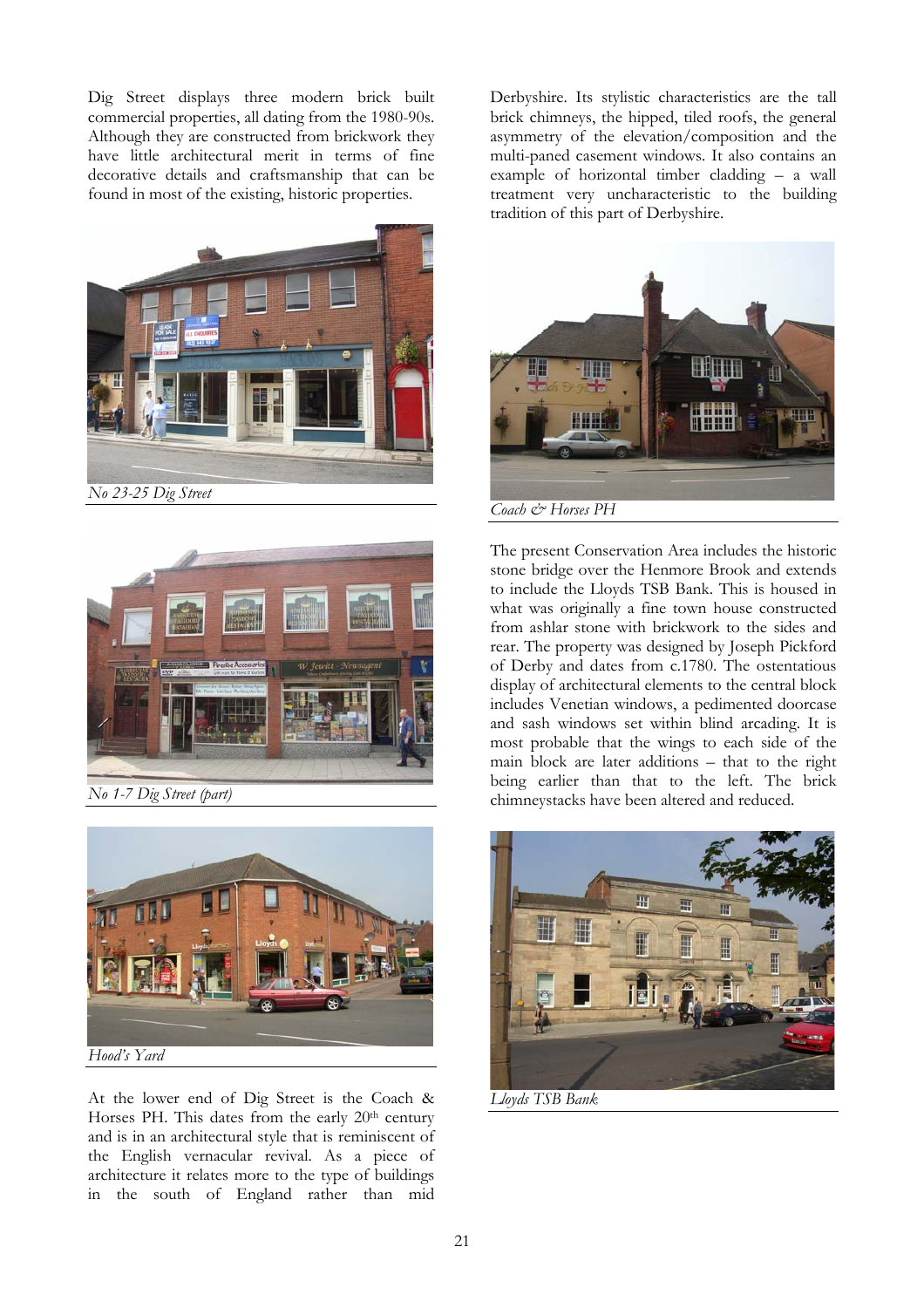Dig Street displays three modern brick built commercial properties, all dating from the 1980-90s. Although they are constructed from brickwork they have little architectural merit in terms of fine decorative details and craftsmanship that can be found in most of the existing, historic properties.

*No 23-25 Dig Street*

*No 1-7 Dig Street (part)*

*Hood's Yard*

At the lower end of Dig Street is the Coach & Horses PH. This dates from the early 20th century and is in an architectural style that is reminiscent of the English vernacular revival. As a piece of architecture it relates more to the type of buildings in the south of England rather than mid Derbyshire. Its stylistic characteristics are the tall brick chimneys, the hipped, tiled roofs, the general asymmetry of the elevation/composition and the multi-paned casement windows. It also contains an example of horizontal timber cladding – a wall treatment very uncharacteristic to the building tradition of this part of Derbyshire.

*Coach & Horses PH*

The present Conservation Area includes the historic stone bridge over the Henmore Brook and extends to include the Lloyds TSB Bank. This is housed in what was originally a fine town house constructed from ashlar stone with brickwork to the sides and rear. The property was designed by Joseph Pickford of Derby and dates from c.1780. The ostentatious display of architectural elements to the central block includes Venetian windows, a pedimented doorcase and sash windows set within blind arcading. It is most probable that the wings to each side of the main block are later additions – that to the right being earlier than that to the left. The brick chimneystacks have been altered and reduced.

*Lloyds TSB Bank*